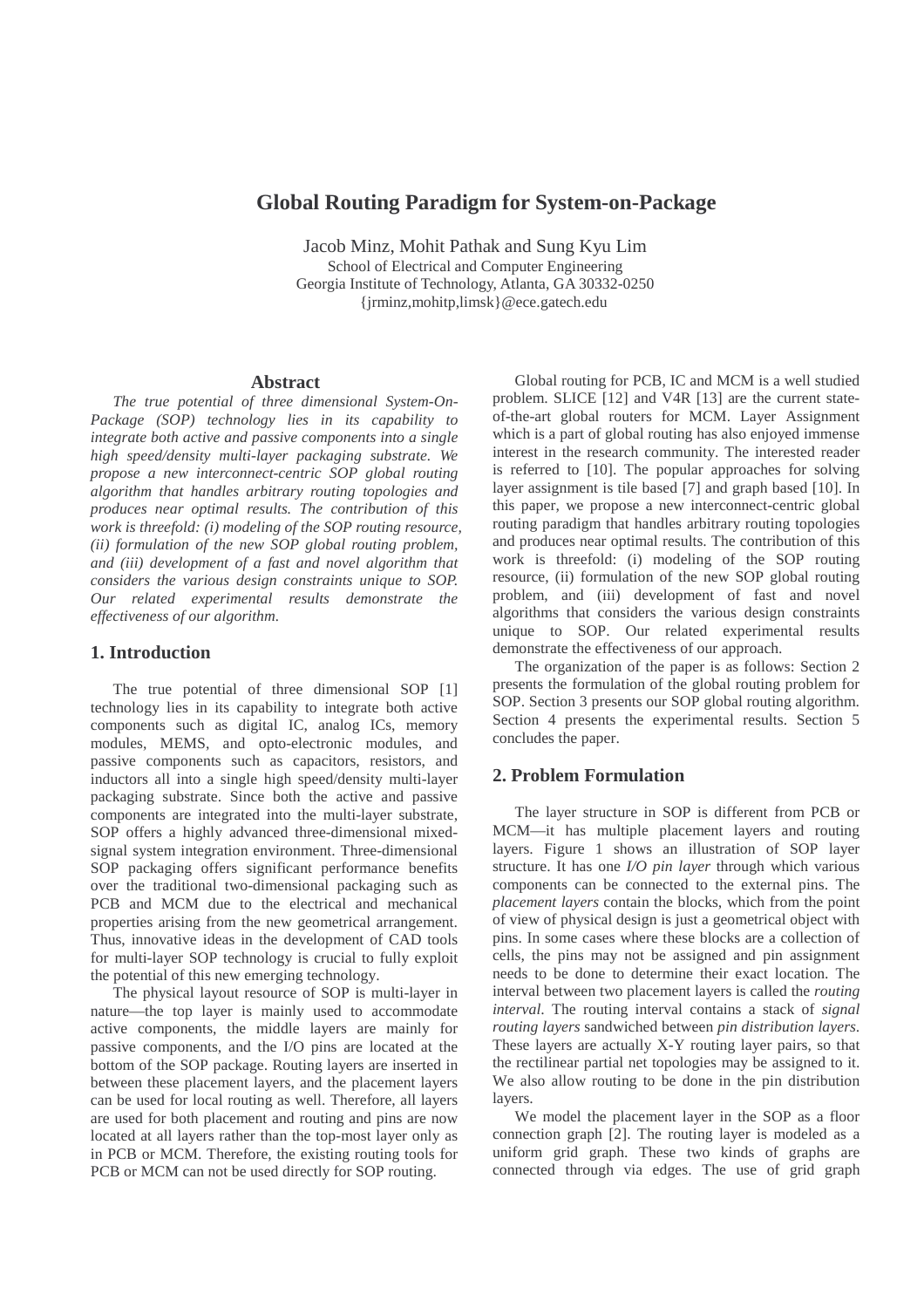# Global Routing Paradigm for System-on-Package

Jacob Minz, Mohit Pathak and Sung Kyu Lim
School of Electrical and Computer Engineering
Georgia Institute of Technology, Atlanta, GA 30332-0250
{jrminz,mohitp,limsk}@ece.gatech.edu

## Abstract

*The true potential of three dimensional System-On-Package (SOP) technology lies in its capability to integrate both active and passive components into a single high speed/density multi-layer packaging substrate. We propose a new interconnect-centric SOP global routing algorithm that handles arbitrary routing topologies and produces near optimal results. The contribution of this work is threefold: (i) modeling of the SOP routing resource, (ii) formulation of the new SOP global routing problem, and (iii) development of a fast and novel algorithm that considers the various design constraints unique to SOP. Our related experimental results demonstrate the effectiveness of our algorithm.*

## 1. Introduction

The true potential of three dimensional SOP [1] technology lies in its capability to integrate both active components such as digital IC, analog ICs, memory modules, MEMS, and opto-electronic modules, and passive components such as capacitors, resistors, and inductors all into a single high speed/density multi-layer packaging substrate. Since both the active and passive components are integrated into the multi-layer substrate, SOP offers a highly advanced three-dimensional mixed-signal system integration environment. Three-dimensional SOP packaging offers significant performance benefits over the traditional two-dimensional packaging such as PCB and MCM due to the electrical and mechanical properties arising from the new geometrical arrangement. Thus, innovative ideas in the development of CAD tools for multi-layer SOP technology is crucial to fully exploit the potential of this new emerging technology.

The physical layout resource of SOP is multi-layer in nature—the top layer is mainly used to accommodate active components, the middle layers are mainly for passive components, and the I/O pins are located at the bottom of the SOP package. Routing layers are inserted in between these placement layers, and the placement layers can be used for local routing as well. Therefore, all layers are used for both placement and routing and pins are now located at all layers rather than the top-most layer only as in PCB or MCM. Therefore, the existing routing tools for PCB or MCM can not be used directly for SOP routing.

Global routing for PCB, IC and MCM is a well studied problem. SLICE [12] and V4R [13] are the current state-of-the-art global routers for MCM. Layer Assignment which is a part of global routing has also enjoyed immense interest in the research community. The interested reader is referred to [10]. The popular approaches for solving layer assignment is tile based [7] and graph based [10]. In this paper, we propose a new interconnect-centric global routing paradigm that handles arbitrary routing topologies and produces near optimal results. The contribution of this work is threefold: (i) modeling of the SOP routing resource, (ii) formulation of the new SOP global routing problem, and (iii) development of fast and novel algorithms that considers the various design constraints unique to SOP. Our related experimental results demonstrate the effectiveness of our approach.

The organization of the paper is as follows: Section 2 presents the formulation of the global routing problem for SOP. Section 3 presents our SOP global routing algorithm. Section 4 presents the experimental results. Section 5 concludes the paper.

## 2. Problem Formulation

The layer structure in SOP is different from PCB or MCM—it has multiple placement layers and routing layers. Figure 1 shows an illustration of SOP layer structure. It has one *I/O pin layer* through which various components can be connected to the external pins. The *placement layers* contain the blocks, which from the point of view of physical design is just a geometrical object with pins. In some cases where these blocks are a collection of cells, the pins may not be assigned and pin assignment needs to be done to determine their exact location. The interval between two placement layers is called the *routing interval*. The routing interval contains a stack of *signal routing layers* sandwiched between *pin distribution layers*. These layers are actually X-Y routing layer pairs, so that the rectilinear partial net topologies may be assigned to it. We also allow routing to be done in the pin distribution layers.

We model the placement layer in the SOP as a floor connection graph [2]. The routing layer is modeled as a uniform grid graph. These two kinds of graphs are connected through via edges. The use of grid graph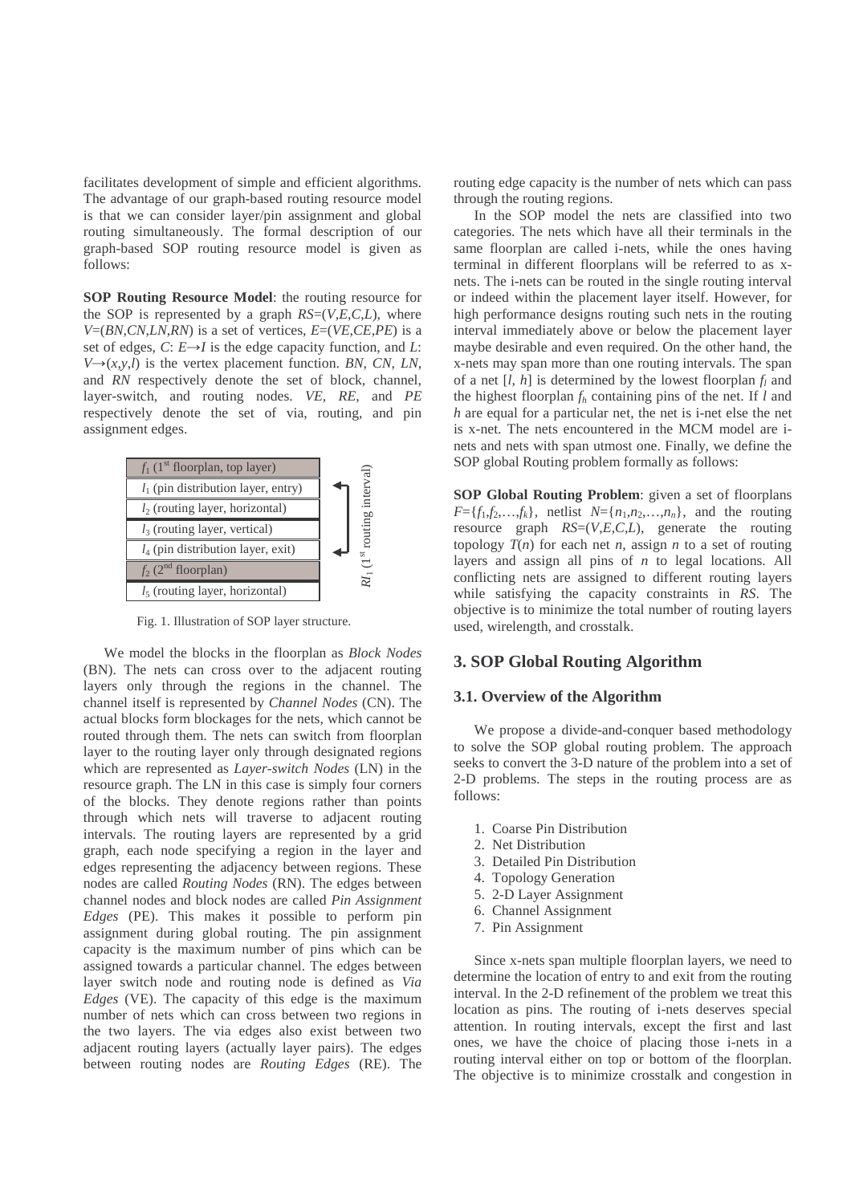facilitates development of simple and efficient algorithms. The advantage of our graph-based routing resource model is that we can consider layer/pin assignment and global routing simultaneously. The formal description of our graph-based SOP routing resource model is given as follows:

**SOP Routing Resource Model**: the routing resource for the SOP is represented by a graph $RS=(V,E,C,L)$, where $V=(BN,CN,LN,RN)$ is a set of vertices, $E=(VE,CE,PE)$ is a set of edges, $C$: $E\rightarrow I$ is the edge capacity function, and $L$: $V\rightarrow(x,y,l)$ is the vertex placement function. $BN$, $CN$, $LN$, and $RN$ respectively denote the set of block, channel, layer-switch, and routing nodes. $VE$, $RE$, and $PE$ respectively denote the set of via, routing, and pin assignment edges.

| Layer | |
|---|---|
| $f_1$ (1st floorplan, top layer) | |
| $l_1$ (pin distribution layer, entry) | $RI_1$ (1st routing interval) |
| $l_2$ (routing layer, horizontal) | |
| $l_3$ (routing layer, vertical) | |
| $l_4$ (pin distribution layer, exit) | |
| $f_2$ (2nd floorplan) | |
| $l_5$ (routing layer, horizontal) | |

Fig. 1. Illustration of SOP layer structure.

We model the blocks in the floorplan as *Block Nodes* (BN). The nets can cross over to the adjacent routing layers only through the regions in the channel. The channel itself is represented by *Channel Nodes* (CN). The actual blocks form blockages for the nets, which cannot be routed through them. The nets can switch from floorplan layer to the routing layer only through designated regions which are represented as *Layer-switch Nodes* (LN) in the resource graph. The LN in this case is simply four corners of the blocks. They denote regions rather than points through which nets will traverse to adjacent routing intervals. The routing layers are represented by a grid graph, each node specifying a region in the layer and edges representing the adjacency between regions. These nodes are called *Routing Nodes* (RN). The edges between channel nodes and block nodes are called *Pin Assignment Edges* (PE). This makes it possible to perform pin assignment during global routing. The pin assignment capacity is the maximum number of pins which can be assigned towards a particular channel. The edges between layer switch node and routing node is defined as *Via Edges* (VE). The capacity of this edge is the maximum number of nets which can cross between two regions in the two layers. The via edges also exist between two adjacent routing layers (actually layer pairs). The edges between routing nodes are *Routing Edges* (RE). The routing edge capacity is the number of nets which can pass through the routing regions.

In the SOP model the nets are classified into two categories. The nets which have all their terminals in the same floorplan are called i-nets, while the ones having terminal in different floorplans will be referred to as x-nets. The i-nets can be routed in the single routing interval or indeed within the placement layer itself. However, for high performance designs routing such nets in the routing interval immediately above or below the placement layer maybe desirable and even required. On the other hand, the x-nets may span more than one routing intervals. The span of a net $[l, h]$ is determined by the lowest floorplan $f_l$ and the highest floorplan $f_h$ containing pins of the net. If $l$ and $h$ are equal for a particular net, the net is i-net else the net is x-net. The nets encountered in the MCM model are i-nets and nets with span utmost one. Finally, we define the SOP global Routing problem formally as follows:

**SOP Global Routing Problem**: given a set of floorplans $F=\{f_1,f_2,\ldots,f_k\}$, netlist $N=\{n_1,n_2,\ldots,n_n\}$, and the routing resource graph $RS=(V,E,C,L)$, generate the routing topology $T(n)$ for each net $n$, assign $n$ to a set of routing layers and assign all pins of $n$ to legal locations. All conflicting nets are assigned to different routing layers while satisfying the capacity constraints in $RS$. The objective is to minimize the total number of routing layers used, wirelength, and crosstalk.

## 3. SOP Global Routing Algorithm

### 3.1. Overview of the Algorithm

We propose a divide-and-conquer based methodology to solve the SOP global routing problem. The approach seeks to convert the 3-D nature of the problem into a set of 2-D problems. The steps in the routing process are as follows:

1. Coarse Pin Distribution
2. Net Distribution
3. Detailed Pin Distribution
4. Topology Generation
5. 2-D Layer Assignment
6. Channel Assignment
7. Pin Assignment

Since x-nets span multiple floorplan layers, we need to determine the location of entry to and exit from the routing interval. In the 2-D refinement of the problem we treat this location as pins. The routing of i-nets deserves special attention. In routing intervals, except the first and last ones, we have the choice of placing those i-nets in a routing interval either on top or bottom of the floorplan. The objective is to minimize crosstalk and congestion in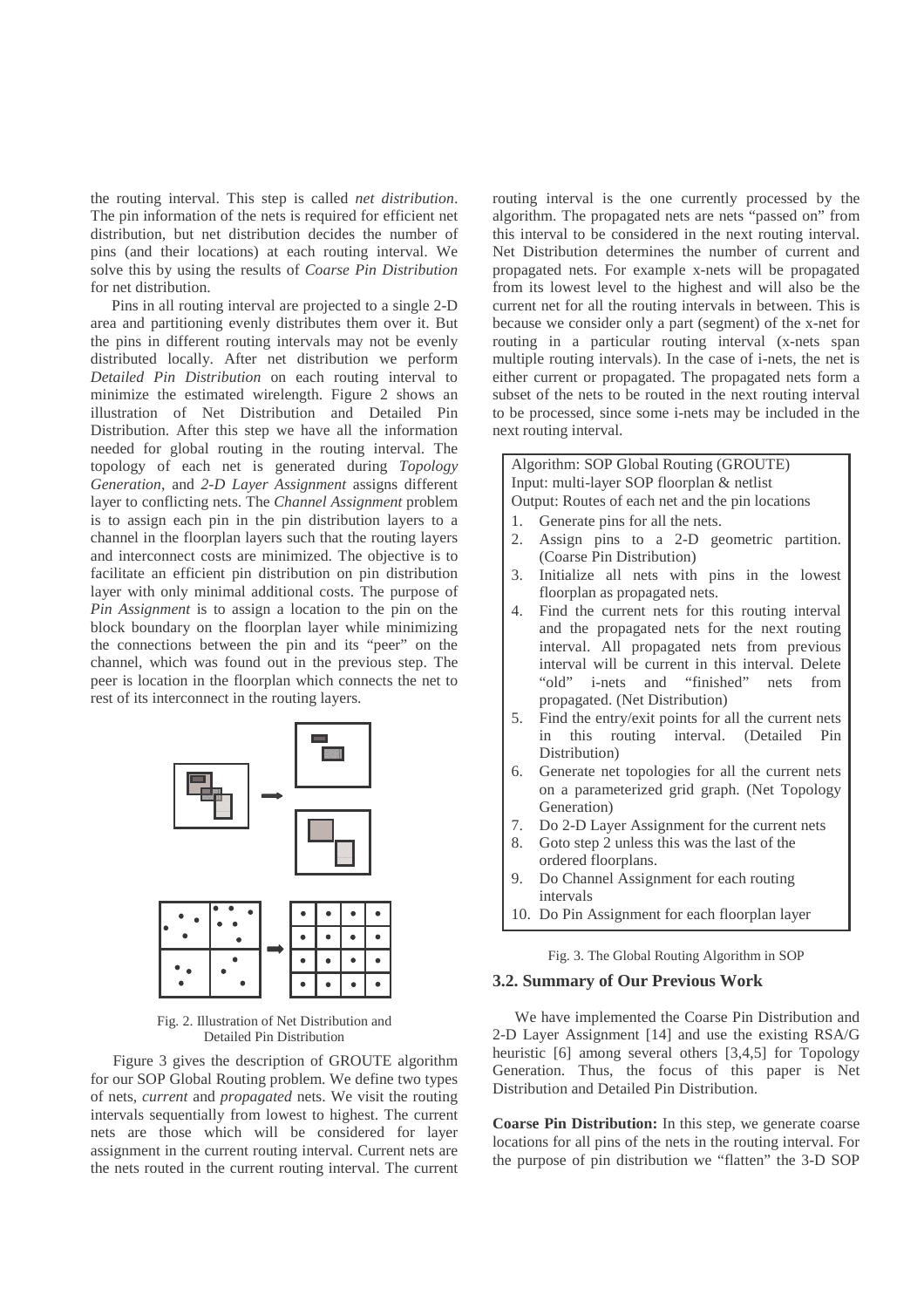the routing interval. This step is called *net distribution*. The pin information of the nets is required for efficient net distribution, but net distribution decides the number of pins (and their locations) at each routing interval. We solve this by using the results of *Coarse Pin Distribution* for net distribution.

Pins in all routing interval are projected to a single 2-D area and partitioning evenly distributes them over it. But the pins in different routing intervals may not be evenly distributed locally. After net distribution we perform *Detailed Pin Distribution* on each routing interval to minimize the estimated wirelength. Figure 2 shows an illustration of Net Distribution and Detailed Pin Distribution. After this step we have all the information needed for global routing in the routing interval. The topology of each net is generated during *Topology Generation*, and *2-D Layer Assignment* assigns different layer to conflicting nets. The *Channel Assignment* problem is to assign each pin in the pin distribution layers to a channel in the floorplan layers such that the routing layers and interconnect costs are minimized. The objective is to facilitate an efficient pin distribution on pin distribution layer with only minimal additional costs. The purpose of *Pin Assignment* is to assign a location to the pin on the block boundary on the floorplan layer while minimizing the connections between the pin and its "peer" on the channel, which was found out in the previous step. The peer is location in the floorplan which connects the net to rest of its interconnect in the routing layers.

Fig. 2. Illustration of Net Distribution and Detailed Pin Distribution

Figure 3 gives the description of GROUTE algorithm for our SOP Global Routing problem. We define two types of nets, *current* and *propagated* nets. We visit the routing intervals sequentially from lowest to highest. The current nets are those which will be considered for layer assignment in the current routing interval. Current nets are the nets routed in the current routing interval. The current routing interval is the one currently processed by the algorithm. The propagated nets are nets "passed on" from this interval to be considered in the next routing interval. Net Distribution determines the number of current and propagated nets. For example x-nets will be propagated from its lowest level to the highest and will also be the current net for all the routing intervals in between. This is because we consider only a part (segment) of the x-net for routing in a particular routing interval (x-nets span multiple routing intervals). In the case of i-nets, the net is either current or propagated. The propagated nets form a subset of the nets to be routed in the next routing interval to be processed, since some i-nets may be included in the next routing interval.

Algorithm: SOP Global Routing (GROUTE)
Input: multi-layer SOP floorplan & netlist
Output: Routes of each net and the pin locations

1. Generate pins for all the nets.
2. Assign pins to a 2-D geometric partition. (Coarse Pin Distribution)
3. Initialize all nets with pins in the lowest floorplan as propagated nets.
4. Find the current nets for this routing interval and the propagated nets for the next routing interval. All propagated nets from previous interval will be current in this interval. Delete "old" i-nets and "finished" nets from propagated. (Net Distribution)
5. Find the entry/exit points for all the current nets in this routing interval. (Detailed Pin Distribution)
6. Generate net topologies for all the current nets on a parameterized grid graph. (Net Topology Generation)
7. Do 2-D Layer Assignment for the current nets
8. Goto step 2 unless this was the last of the ordered floorplans.
9. Do Channel Assignment for each routing intervals
10. Do Pin Assignment for each floorplan layer

Fig. 3. The Global Routing Algorithm in SOP

### 3.2. Summary of Our Previous Work

We have implemented the Coarse Pin Distribution and 2-D Layer Assignment [14] and use the existing RSA/G heuristic [6] among several others [3,4,5] for Topology Generation. Thus, the focus of this paper is Net Distribution and Detailed Pin Distribution.

**Coarse Pin Distribution:** In this step, we generate coarse locations for all pins of the nets in the routing interval. For the purpose of pin distribution we "flatten" the 3-D SOP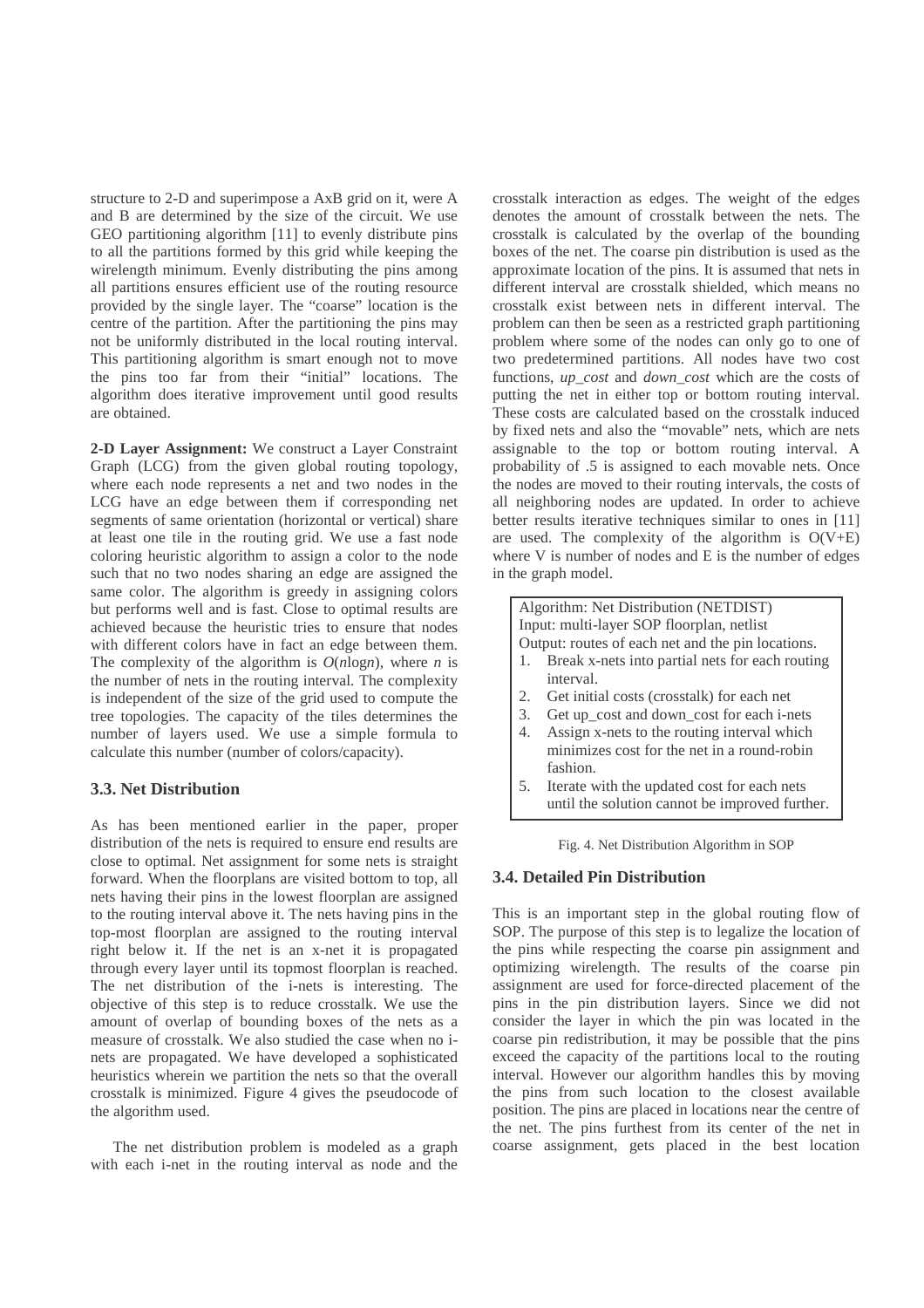structure to 2-D and superimpose a AxB grid on it, were A and B are determined by the size of the circuit. We use GEO partitioning algorithm [11] to evenly distribute pins to all the partitions formed by this grid while keeping the wirelength minimum. Evenly distributing the pins among all partitions ensures efficient use of the routing resource provided by the single layer. The "coarse" location is the centre of the partition. After the partitioning the pins may not be uniformly distributed in the local routing interval. This partitioning algorithm is smart enough not to move the pins too far from their "initial" locations. The algorithm does iterative improvement until good results are obtained.

**2-D Layer Assignment:** We construct a Layer Constraint Graph (LCG) from the given global routing topology, where each node represents a net and two nodes in the LCG have an edge between them if corresponding net segments of same orientation (horizontal or vertical) share at least one tile in the routing grid. We use a fast node coloring heuristic algorithm to assign a color to the node such that no two nodes sharing an edge are assigned the same color. The algorithm is greedy in assigning colors but performs well and is fast. Close to optimal results are achieved because the heuristic tries to ensure that nodes with different colors have in fact an edge between them. The complexity of the algorithm is $O(n\log n)$, where $n$ is the number of nets in the routing interval. The complexity is independent of the size of the grid used to compute the tree topologies. The capacity of the tiles determines the number of layers used. We use a simple formula to calculate this number (number of colors/capacity).

### 3.3. Net Distribution

As has been mentioned earlier in the paper, proper distribution of the nets is required to ensure end results are close to optimal. Net assignment for some nets is straight forward. When the floorplans are visited bottom to top, all nets having their pins in the lowest floorplan are assigned to the routing interval above it. The nets having pins in the top-most floorplan are assigned to the routing interval right below it. If the net is an x-net it is propagated through every layer until its topmost floorplan is reached. The net distribution of the i-nets is interesting. The objective of this step is to reduce crosstalk. We use the amount of overlap of bounding boxes of the nets as a measure of crosstalk. We also studied the case when no i-nets are propagated. We have developed a sophisticated heuristics wherein we partition the nets so that the overall crosstalk is minimized. Figure 4 gives the pseudocode of the algorithm used.

The net distribution problem is modeled as a graph with each i-net in the routing interval as node and the crosstalk interaction as edges. The weight of the edges denotes the amount of crosstalk between the nets. The crosstalk is calculated by the overlap of the bounding boxes of the net. The coarse pin distribution is used as the approximate location of the pins. It is assumed that nets in different interval are crosstalk shielded, which means no crosstalk exist between nets in different interval. The problem can then be seen as a restricted graph partitioning problem where some of the nodes can only go to one of two predetermined partitions. All nodes have two cost functions, *up_cost* and *down_cost* which are the costs of putting the net in either top or bottom routing interval. These costs are calculated based on the crosstalk induced by fixed nets and also the "movable" nets, which are nets assignable to the top or bottom routing interval. A probability of .5 is assigned to each movable nets. Once the nodes are moved to their routing intervals, the costs of all neighboring nodes are updated. In order to achieve better results iterative techniques similar to ones in [11] are used. The complexity of the algorithm is O(V+E) where V is number of nodes and E is the number of edges in the graph model.

```
Algorithm: Net Distribution (NETDIST)
Input: multi-layer SOP floorplan, netlist
Output: routes of each net and the pin locations.
1. Break x-nets into partial nets for each routing
   interval.
2. Get initial costs (crosstalk) for each net
3. Get up_cost and down_cost for each i-nets
4. Assign x-nets to the routing interval which
   minimizes cost for the net in a round-robin
   fashion.
5. Iterate with the updated cost for each nets
   until the solution cannot be improved further.
```

Fig. 4. Net Distribution Algorithm in SOP

### 3.4. Detailed Pin Distribution

This is an important step in the global routing flow of SOP. The purpose of this step is to legalize the location of the pins while respecting the coarse pin assignment and optimizing wirelength. The results of the coarse pin assignment are used for force-directed placement of the pins in the pin distribution layers. Since we did not consider the layer in which the pin was located in the coarse pin redistribution, it may be possible that the pins exceed the capacity of the partitions local to the routing interval. However our algorithm handles this by moving the pins from such location to the closest available position. The pins are placed in locations near the centre of the net. The pins furthest from its center of the net in coarse assignment, gets placed in the best location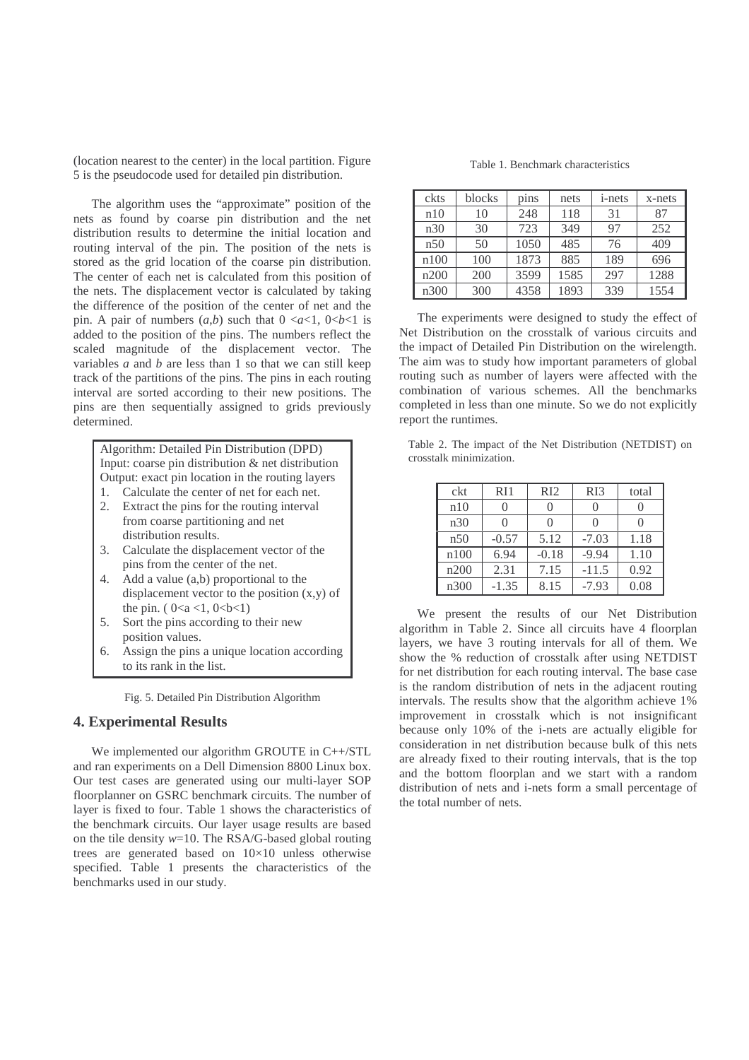(location nearest to the center) in the local partition. Figure 5 is the pseudocode used for detailed pin distribution.

The algorithm uses the "approximate" position of the nets as found by coarse pin distribution and the net distribution results to determine the initial location and routing interval of the pin. The position of the nets is stored as the grid location of the coarse pin distribution. The center of each net is calculated from this position of the nets. The displacement vector is calculated by taking the difference of the position of the center of net and the pin. A pair of numbers $(a,b)$ such that $0 < a < 1$, $0 < b < 1$ is added to the position of the pins. The numbers reflect the scaled magnitude of the displacement vector. The variables $a$ and $b$ are less than 1 so that we can still keep track of the partitions of the pins. The pins in each routing interval are sorted according to their new positions. The pins are then sequentially assigned to grids previously determined.

```
Algorithm: Detailed Pin Distribution (DPD)
Input: coarse pin distribution & net distribution
Output: exact pin location in the routing layers
1. Calculate the center of net for each net.
2. Extract the pins for the routing interval
   from coarse partitioning and net
   distribution results.
3. Calculate the displacement vector of the
   pins from the center of the net.
4. Add a value (a,b) proportional to the
   displacement vector to the position (x,y) of
   the pin. ( 0<a <1, 0<b<1)
5. Sort the pins according to their new
   position values.
6. Assign the pins a unique location according
   to its rank in the list.
```

Fig. 5. Detailed Pin Distribution Algorithm

## 4. Experimental Results

We implemented our algorithm GROUTE in C++/STL and ran experiments on a Dell Dimension 8800 Linux box. Our test cases are generated using our multi-layer SOP floorplanner on GSRC benchmark circuits. The number of layer is fixed to four. Table 1 shows the characteristics of the benchmark circuits. Our layer usage results are based on the tile density $w$=10. The RSA/G-based global routing trees are generated based on $10 \times 10$ unless otherwise specified. Table 1 presents the characteristics of the benchmarks used in our study.

Table 1. Benchmark characteristics

| ckts | blocks | pins | nets | i-nets | x-nets |
|---|---|---|---|---|---|
| n10 | 10 | 248 | 118 | 31 | 87 |
| n30 | 30 | 723 | 349 | 97 | 252 |
| n50 | 50 | 1050 | 485 | 76 | 409 |
| n100 | 100 | 1873 | 885 | 189 | 696 |
| n200 | 200 | 3599 | 1585 | 297 | 1288 |
| n300 | 300 | 4358 | 1893 | 339 | 1554 |

The experiments were designed to study the effect of Net Distribution on the crosstalk of various circuits and the impact of Detailed Pin Distribution on the wirelength. The aim was to study how important parameters of global routing such as number of layers were affected with the combination of various schemes. All the benchmarks completed in less than one minute. So we do not explicitly report the runtimes.

Table 2. The impact of the Net Distribution (NETDIST) on crosstalk minimization.

| ckt | RI1 | RI2 | RI3 | total |
|---|---|---|---|---|
| n10 | 0 | 0 | 0 | 0 |
| n30 | 0 | 0 | 0 | 0 |
| n50 | -0.57 | 5.12 | -7.03 | 1.18 |
| n100 | 6.94 | -0.18 | -9.94 | 1.10 |
| n200 | 2.31 | 7.15 | -11.5 | 0.92 |
| n300 | -1.35 | 8.15 | -7.93 | 0.08 |

We present the results of our Net Distribution algorithm in Table 2. Since all circuits have 4 floorplan layers, we have 3 routing intervals for all of them. We show the % reduction of crosstalk after using NETDIST for net distribution for each routing interval. The base case is the random distribution of nets in the adjacent routing intervals. The results show that the algorithm achieve 1% improvement in crosstalk which is not insignificant because only 10% of the i-nets are actually eligible for consideration in net distribution because bulk of this nets are already fixed to their routing intervals, that is the top and the bottom floorplan and we start with a random distribution of nets and i-nets form a small percentage of the total number of nets.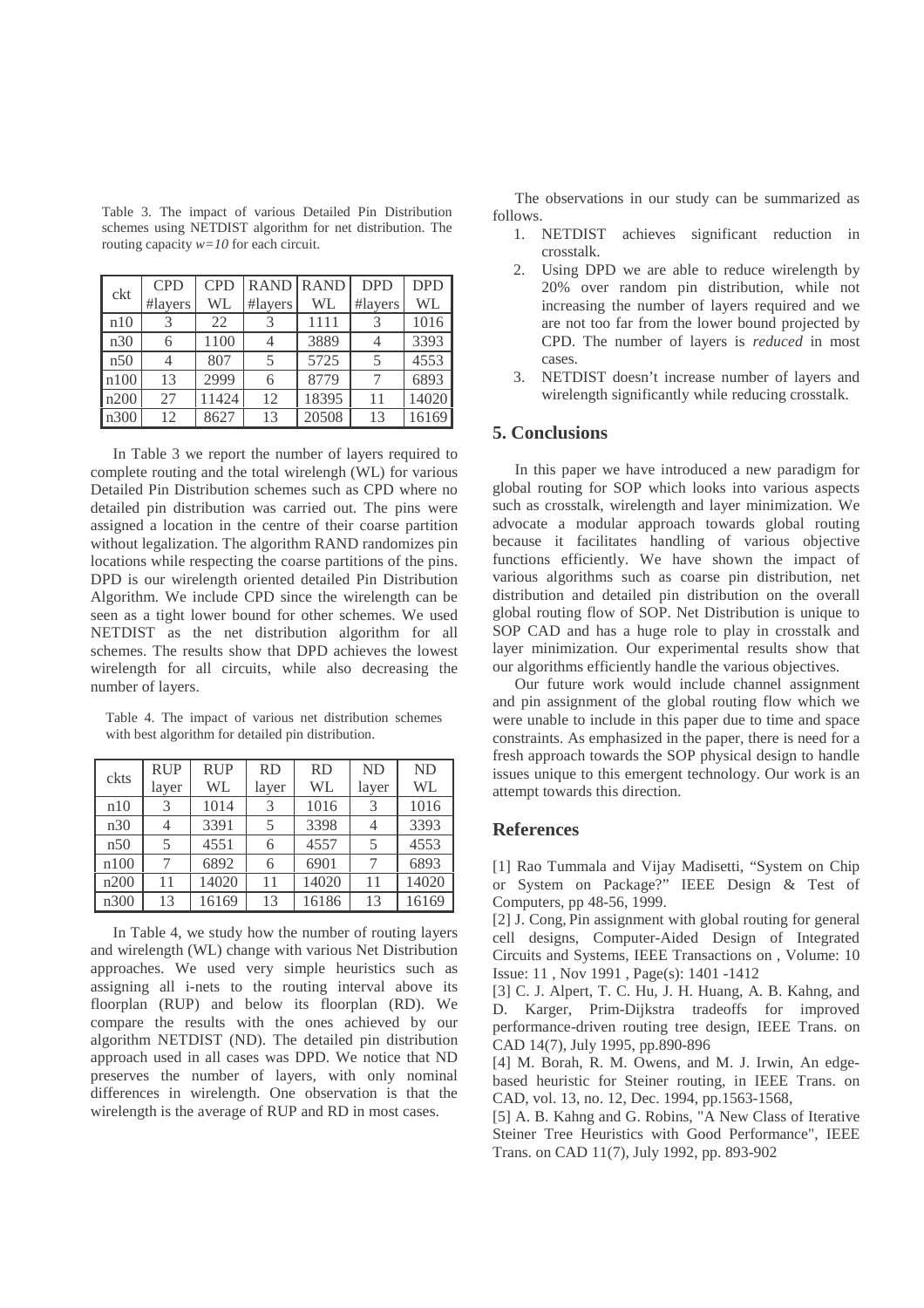Table 3. The impact of various Detailed Pin Distribution schemes using NETDIST algorithm for net distribution. The routing capacity $w=10$ for each circuit.

| ckt | CPD #layers | CPD WL | RAND #layers | RAND WL | DPD #layers | DPD WL |
|---|---|---|---|---|---|---|
| n10 | 3 | 22 | 3 | 1111 | 3 | 1016 |
| n30 | 6 | 1100 | 4 | 3889 | 4 | 3393 |
| n50 | 4 | 807 | 5 | 5725 | 5 | 4553 |
| n100 | 13 | 2999 | 6 | 8779 | 7 | 6893 |
| n200 | 27 | 11424 | 12 | 18395 | 11 | 14020 |
| n300 | 12 | 8627 | 13 | 20508 | 13 | 16169 |

In Table 3 we report the number of layers required to complete routing and the total wirelengh (WL) for various Detailed Pin Distribution schemes such as CPD where no detailed pin distribution was carried out. The pins were assigned a location in the centre of their coarse partition without legalization. The algorithm RAND randomizes pin locations while respecting the coarse partitions of the pins. DPD is our wirelength oriented detailed Pin Distribution Algorithm. We include CPD since the wirelength can be seen as a tight lower bound for other schemes. We used NETDIST as the net distribution algorithm for all schemes. The results show that DPD achieves the lowest wirelength for all circuits, while also decreasing the number of layers.

Table 4. The impact of various net distribution schemes with best algorithm for detailed pin distribution.

| ckts | RUP layer | RUP WL | RD layer | RD WL | ND layer | ND WL |
|---|---|---|---|---|---|---|
| n10 | 3 | 1014 | 3 | 1016 | 3 | 1016 |
| n30 | 4 | 3391 | 5 | 3398 | 4 | 3393 |
| n50 | 5 | 4551 | 6 | 4557 | 5 | 4553 |
| n100 | 7 | 6892 | 6 | 6901 | 7 | 6893 |
| n200 | 11 | 14020 | 11 | 14020 | 11 | 14020 |
| n300 | 13 | 16169 | 13 | 16186 | 13 | 16169 |

In Table 4, we study how the number of routing layers and wirelength (WL) change with various Net Distribution approaches. We used very simple heuristics such as assigning all i-nets to the routing interval above its floorplan (RUP) and below its floorplan (RD). We compare the results with the ones achieved by our algorithm NETDIST (ND). The detailed pin distribution approach used in all cases was DPD. We notice that ND preserves the number of layers, with only nominal differences in wirelength. One observation is that the wirelength is the average of RUP and RD in most cases.

The observations in our study can be summarized as follows.

1. NETDIST achieves significant reduction in crosstalk.
2. Using DPD we are able to reduce wirelength by 20% over random pin distribution, while not increasing the number of layers required and we are not too far from the lower bound projected by CPD. The number of layers is *reduced* in most cases.
3. NETDIST doesn't increase number of layers and wirelength significantly while reducing crosstalk.

## 5. Conclusions

In this paper we have introduced a new paradigm for global routing for SOP which looks into various aspects such as crosstalk, wirelength and layer minimization. We advocate a modular approach towards global routing because it facilitates handling of various objective functions efficiently. We have shown the impact of various algorithms such as coarse pin distribution, net distribution and detailed pin distribution on the overall global routing flow of SOP. Net Distribution is unique to SOP CAD and has a huge role to play in crosstalk and layer minimization. Our experimental results show that our algorithms efficiently handle the various objectives.

Our future work would include channel assignment and pin assignment of the global routing flow which we were unable to include in this paper due to time and space constraints. As emphasized in the paper, there is need for a fresh approach towards the SOP physical design to handle issues unique to this emergent technology. Our work is an attempt towards this direction.

## References

[1] Rao Tummala and Vijay Madisetti, "System on Chip or System on Package?" IEEE Design & Test of Computers, pp 48-56, 1999.

[2] J. Cong, Pin assignment with global routing for general cell designs, Computer-Aided Design of Integrated Circuits and Systems, IEEE Transactions on , Volume: 10 Issue: 11 , Nov 1991 , Page(s): 1401 -1412

[3] C. J. Alpert, T. C. Hu, J. H. Huang, A. B. Kahng, and D. Karger, Prim-Dijkstra tradeoffs for improved performance-driven routing tree design, IEEE Trans. on CAD 14(7), July 1995, pp.890-896

[4] M. Borah, R. M. Owens, and M. J. Irwin, An edge-based heuristic for Steiner routing, in IEEE Trans. on CAD, vol. 13, no. 12, Dec. 1994, pp.1563-1568,

[5] A. B. Kahng and G. Robins, "A New Class of Iterative Steiner Tree Heuristics with Good Performance", IEEE Trans. on CAD 11(7), July 1992, pp. 893-902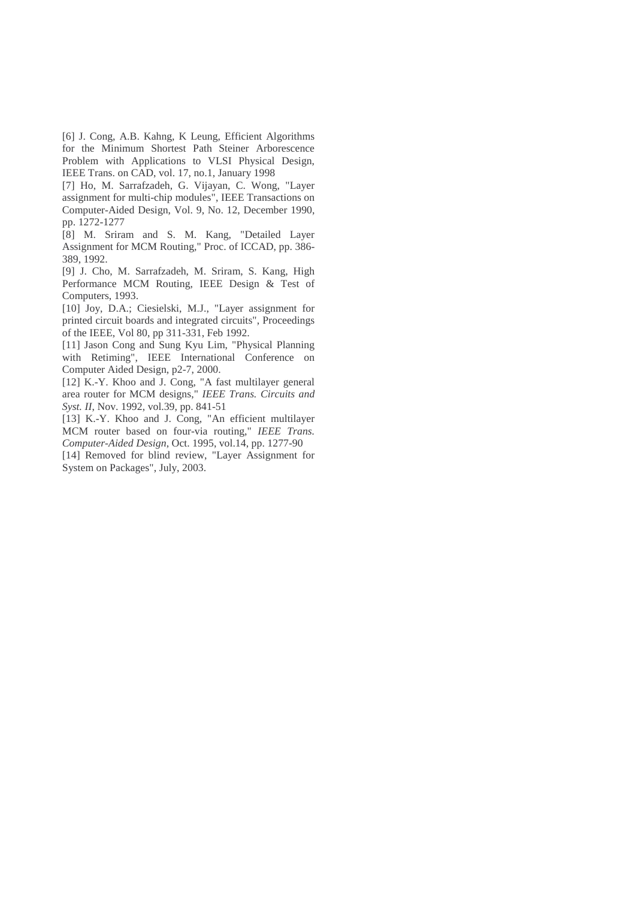[6] J. Cong, A.B. Kahng, K Leung, Efficient Algorithms for the Minimum Shortest Path Steiner Arborescence Problem with Applications to VLSI Physical Design, IEEE Trans. on CAD, vol. 17, no.1, January 1998

[7] Ho, M. Sarrafzadeh, G. Vijayan, C. Wong, "Layer assignment for multi-chip modules", IEEE Transactions on Computer-Aided Design, Vol. 9, No. 12, December 1990, pp. 1272-1277

[8] M. Sriram and S. M. Kang, "Detailed Layer Assignment for MCM Routing," Proc. of ICCAD, pp. 386-389, 1992.

[9] J. Cho, M. Sarrafzadeh, M. Sriram, S. Kang, High Performance MCM Routing, IEEE Design & Test of Computers, 1993.

[10] Joy, D.A.; Ciesielski, M.J., "Layer assignment for printed circuit boards and integrated circuits", Proceedings of the IEEE, Vol 80, pp 311-331, Feb 1992.

[11] Jason Cong and Sung Kyu Lim, "Physical Planning with Retiming", IEEE International Conference on Computer Aided Design, p2-7, 2000.

[12] K.-Y. Khoo and J. Cong, "A fast multilayer general area router for MCM designs," *IEEE Trans. Circuits and Syst. II*, Nov. 1992, vol.39, pp. 841-51

[13] K.-Y. Khoo and J. Cong, "An efficient multilayer MCM router based on four-via routing," *IEEE Trans. Computer-Aided Design*, Oct. 1995, vol.14, pp. 1277-90

[14] Removed for blind review, "Layer Assignment for System on Packages", July, 2003.